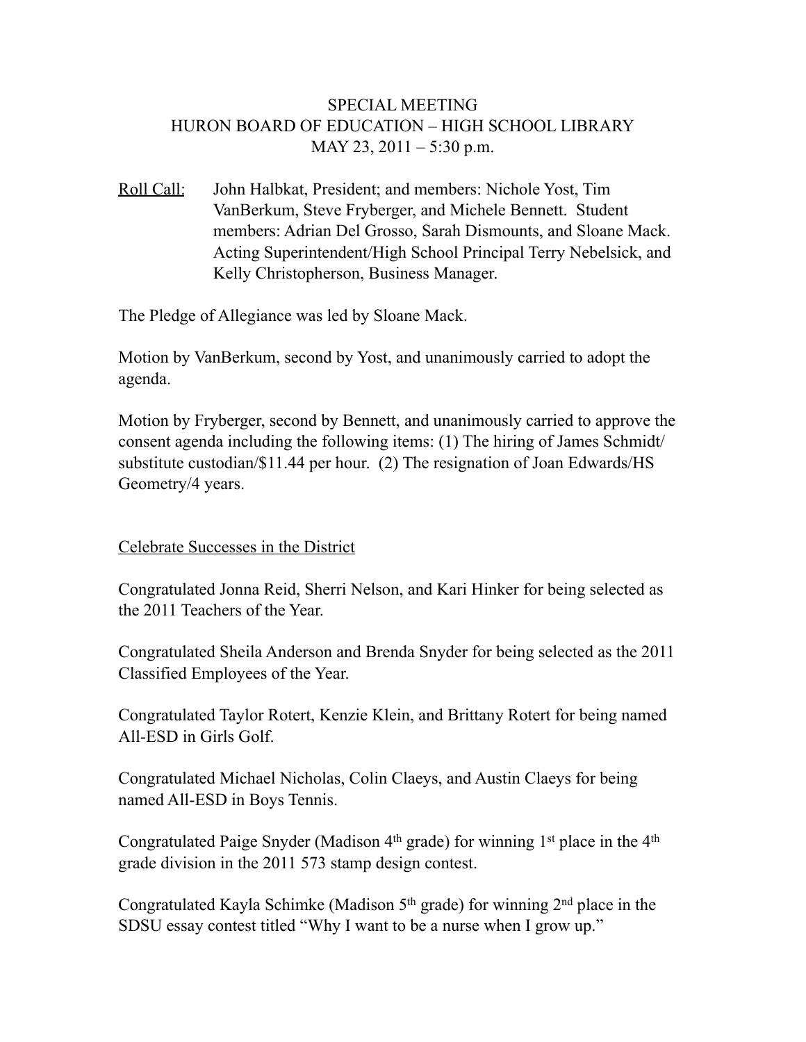SPECIAL MEETING
HURON BOARD OF EDUCATION – HIGH SCHOOL LIBRARY
MAY 23, 2011 – 5:30 p.m.

Roll Call: John Halbkat, President; and members: Nichole Yost, Tim VanBerkum, Steve Fryberger, and Michele Bennett. Student members: Adrian Del Grosso, Sarah Dismounts, and Sloane Mack. Acting Superintendent/High School Principal Terry Nebelsick, and Kelly Christopherson, Business Manager.

The Pledge of Allegiance was led by Sloane Mack.

Motion by VanBerkum, second by Yost, and unanimously carried to adopt the agenda.

Motion by Fryberger, second by Bennett, and unanimously carried to approve the consent agenda including the following items: (1) The hiring of James Schmidt/ substitute custodian/$11.44 per hour. (2) The resignation of Joan Edwards/HS Geometry/4 years.

Celebrate Successes in the District

Congratulated Jonna Reid, Sherri Nelson, and Kari Hinker for being selected as the 2011 Teachers of the Year.

Congratulated Sheila Anderson and Brenda Snyder for being selected as the 2011 Classified Employees of the Year.

Congratulated Taylor Rotert, Kenzie Klein, and Brittany Rotert for being named All-ESD in Girls Golf.

Congratulated Michael Nicholas, Colin Claeys, and Austin Claeys for being named All-ESD in Boys Tennis.

Congratulated Paige Snyder (Madison 4th grade) for winning 1st place in the 4th grade division in the 2011 573 stamp design contest.

Congratulated Kayla Schimke (Madison 5th grade) for winning 2nd place in the SDSU essay contest titled "Why I want to be a nurse when I grow up."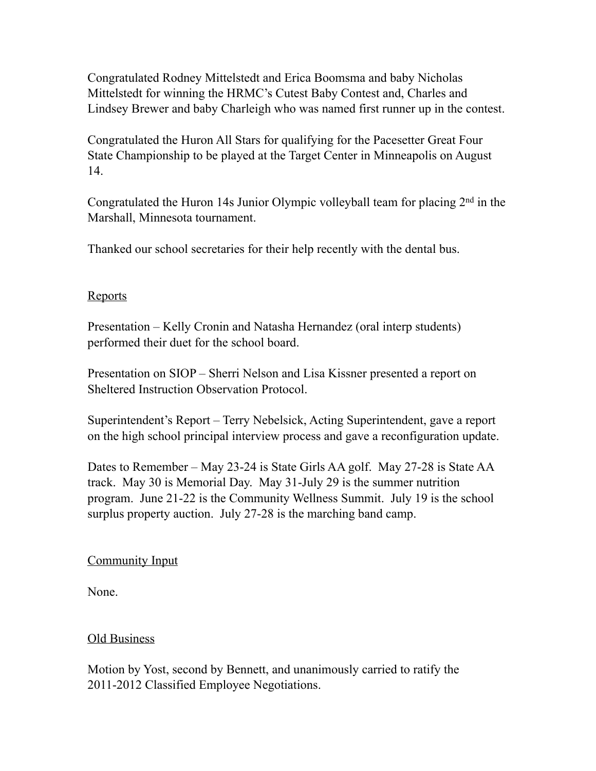Congratulated Rodney Mittelstedt and Erica Boomsma and baby Nicholas Mittelstedt for winning the HRMC's Cutest Baby Contest and, Charles and Lindsey Brewer and baby Charleigh who was named first runner up in the contest.

Congratulated the Huron All Stars for qualifying for the Pacesetter Great Four State Championship to be played at the Target Center in Minneapolis on August 14.

Congratulated the Huron 14s Junior Olympic volleyball team for placing 2nd in the Marshall, Minnesota tournament.

Thanked our school secretaries for their help recently with the dental bus.

## Reports

Presentation – Kelly Cronin and Natasha Hernandez (oral interp students) performed their duet for the school board.

Presentation on SIOP – Sherri Nelson and Lisa Kissner presented a report on Sheltered Instruction Observation Protocol.

Superintendent's Report – Terry Nebelsick, Acting Superintendent, gave a report on the high school principal interview process and gave a reconfiguration update.

Dates to Remember – May 23-24 is State Girls AA golf. May 27-28 is State AA track. May 30 is Memorial Day. May 31-July 29 is the summer nutrition program. June 21-22 is the Community Wellness Summit. July 19 is the school surplus property auction. July 27-28 is the marching band camp.

## Community Input

None.

## Old Business

Motion by Yost, second by Bennett, and unanimously carried to ratify the 2011-2012 Classified Employee Negotiations.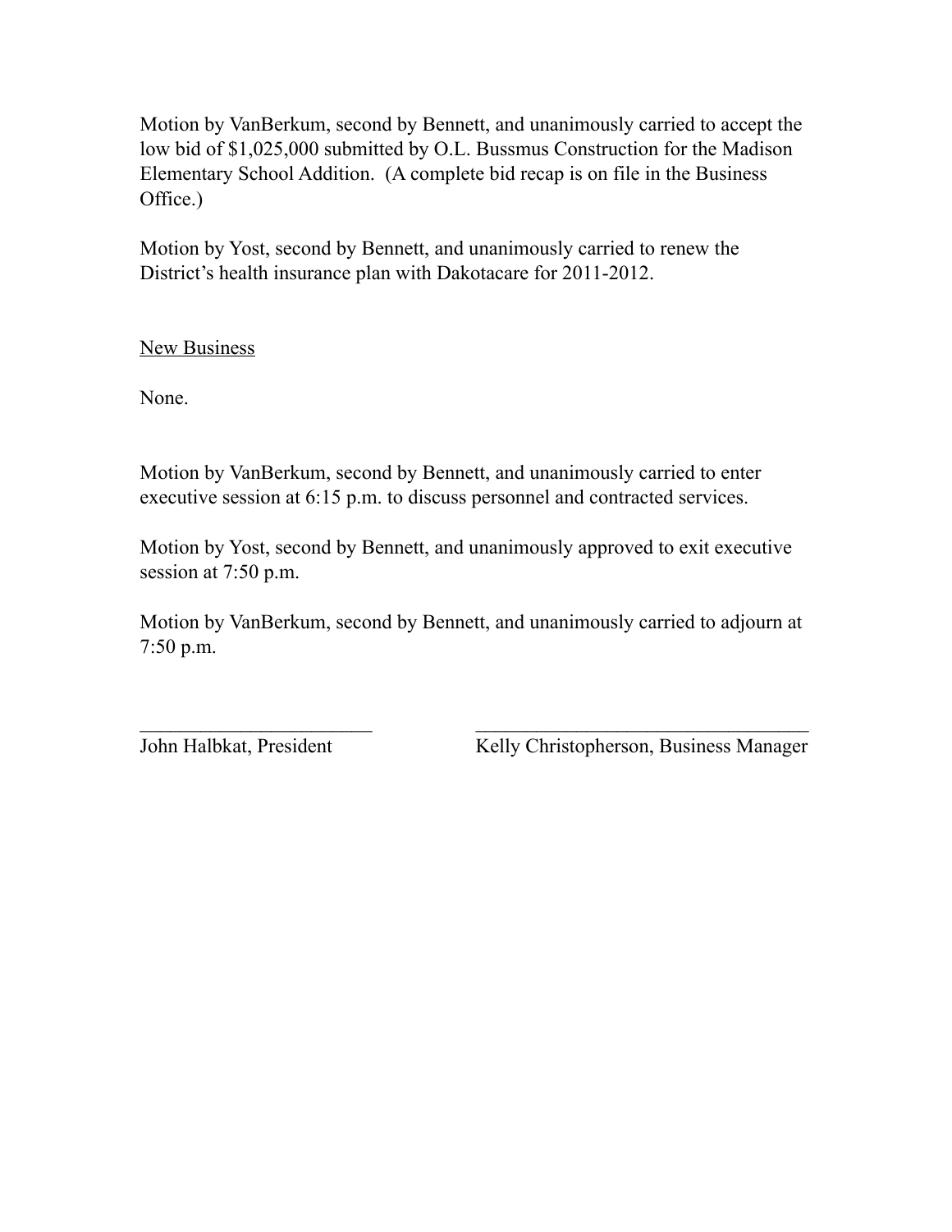Motion by VanBerkum, second by Bennett, and unanimously carried to accept the low bid of $1,025,000 submitted by O.L. Bussmus Construction for the Madison Elementary School Addition. (A complete bid recap is on file in the Business Office.)

Motion by Yost, second by Bennett, and unanimously carried to renew the District's health insurance plan with Dakotacare for 2011-2012.

<u>New Business</u>

None.

Motion by VanBerkum, second by Bennett, and unanimously carried to enter executive session at 6:15 p.m. to discuss personnel and contracted services.

Motion by Yost, second by Bennett, and unanimously approved to exit executive session at 7:50 p.m.

Motion by VanBerkum, second by Bennett, and unanimously carried to adjourn at 7:50 p.m.

| | |
|---|---|
| _______________________ | _________________________________ |
| John Halbkat, President | Kelly Christopherson, Business Manager |